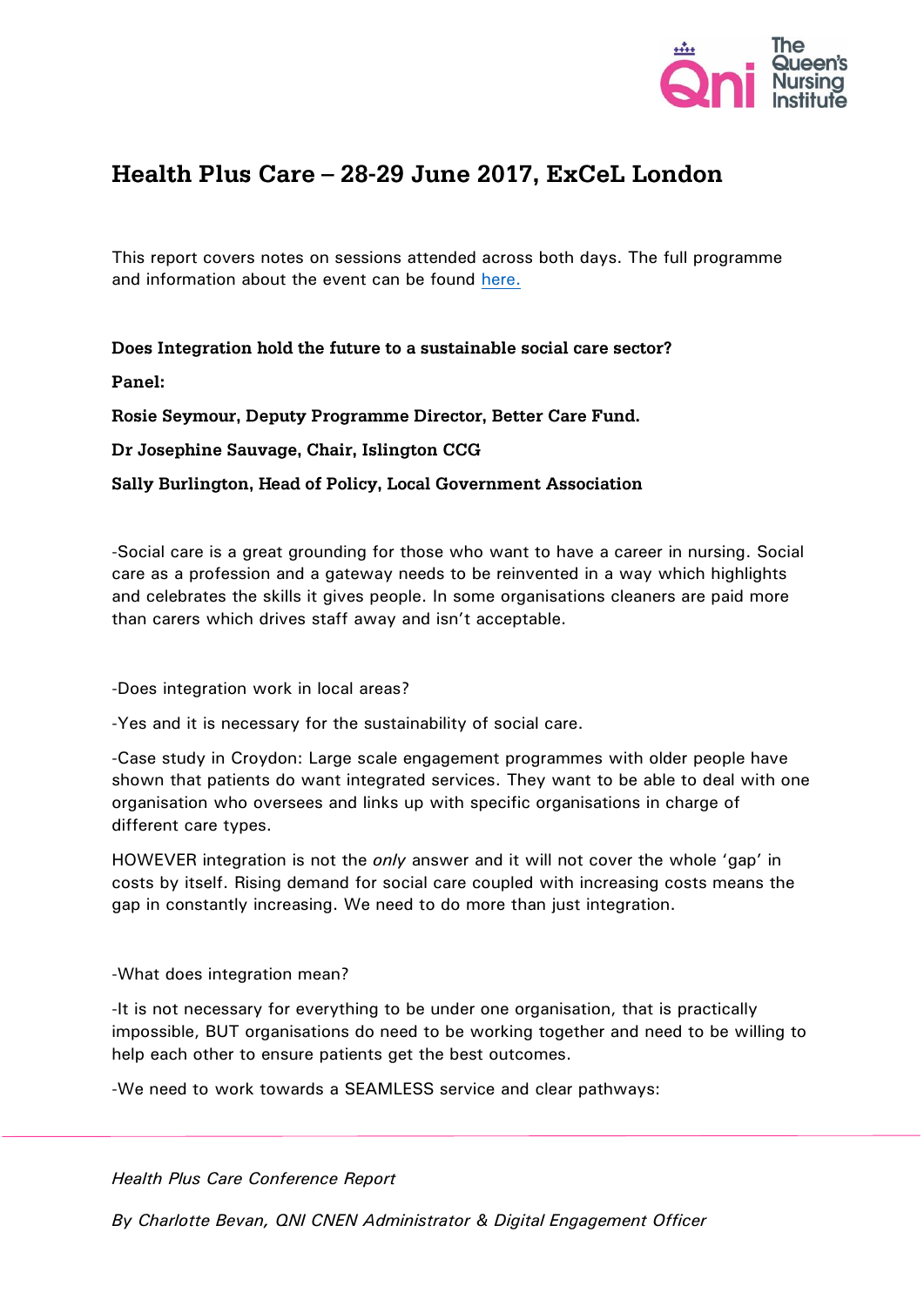# Health Plus Care – 28-29 June 2017, ExCeL London

This report covers notes on sessions attended across both days. The full programme and information about the event can be found [here.]()

**Does Integration hold the future to a sustainable social care sector?**

**Panel:**

**Rosie Seymour, Deputy Programme Director, Better Care Fund.**

**Dr Josephine Sauvage, Chair, Islington CCG**

**Sally Burlington, Head of Policy, Local Government Association**

-Social care is a great grounding for those who want to have a career in nursing. Social care as a profession and a gateway needs to be reinvented in a way which highlights and celebrates the skills it gives people. In some organisations cleaners are paid more than carers which drives staff away and isn't acceptable.

-Does integration work in local areas?

-Yes and it is necessary for the sustainability of social care.

-Case study in Croydon: Large scale engagement programmes with older people have shown that patients do want integrated services. They want to be able to deal with one organisation who oversees and links up with specific organisations in charge of different care types.

HOWEVER integration is not the *only* answer and it will not cover the whole 'gap' in costs by itself. Rising demand for social care coupled with increasing costs means the gap in constantly increasing. We need to do more than just integration.

-What does integration mean?

-It is not necessary for everything to be under one organisation, that is practically impossible, BUT organisations do need to be working together and need to be willing to help each other to ensure patients get the best outcomes.

-We need to work towards a SEAMLESS service and clear pathways: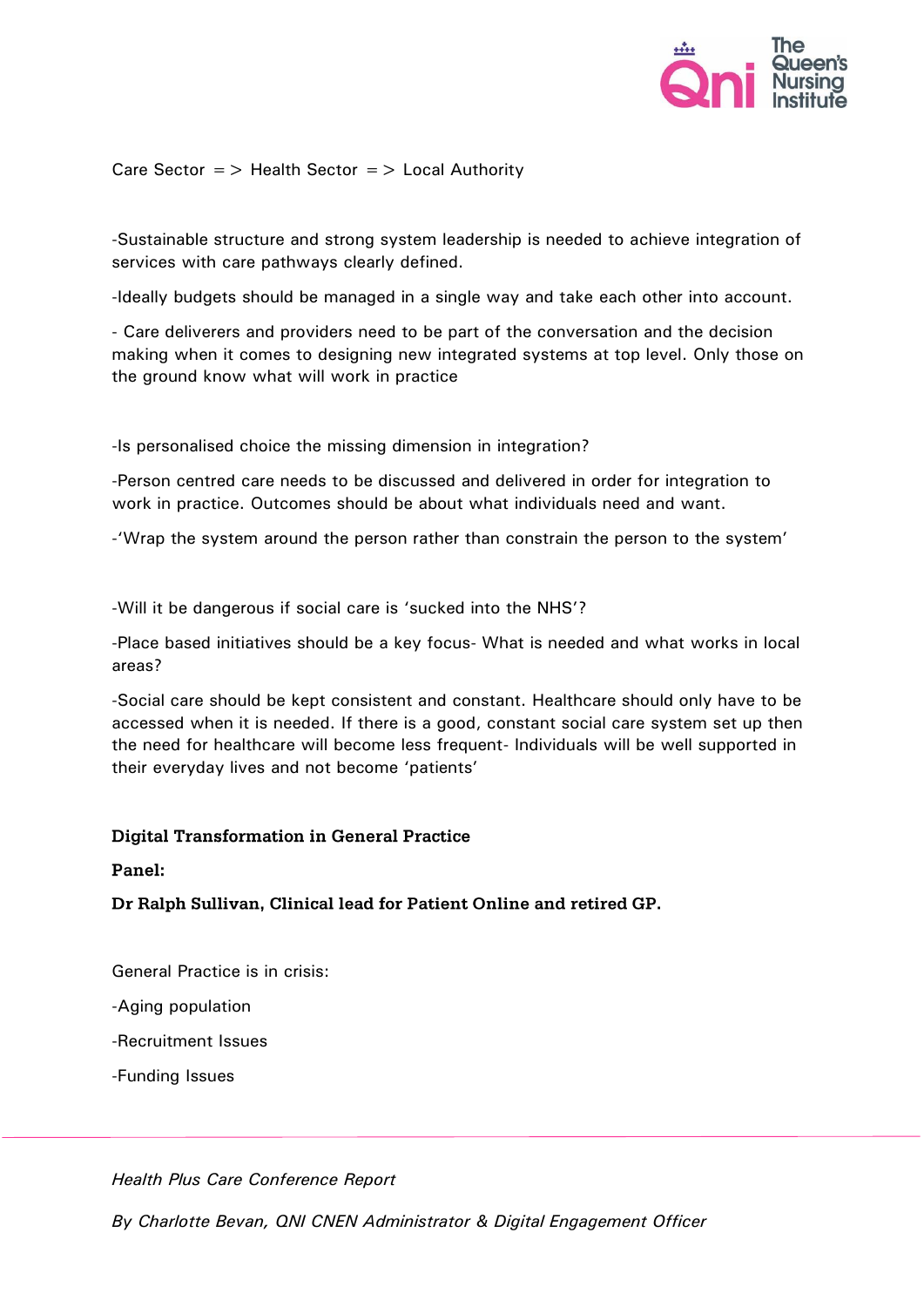Care Sector => Health Sector => Local Authority

-Sustainable structure and strong system leadership is needed to achieve integration of services with care pathways clearly defined.

-Ideally budgets should be managed in a single way and take each other into account.

- Care deliverers and providers need to be part of the conversation and the decision making when it comes to designing new integrated systems at top level. Only those on the ground know what will work in practice

-Is personalised choice the missing dimension in integration?

-Person centred care needs to be discussed and delivered in order for integration to work in practice. Outcomes should be about what individuals need and want.

-'Wrap the system around the person rather than constrain the person to the system'

-Will it be dangerous if social care is 'sucked into the NHS'?

-Place based initiatives should be a key focus- What is needed and what works in local areas?

-Social care should be kept consistent and constant. Healthcare should only have to be accessed when it is needed. If there is a good, constant social care system set up then the need for healthcare will become less frequent- Individuals will be well supported in their everyday lives and not become 'patients'

**Digital Transformation in General Practice**

**Panel:**

**Dr Ralph Sullivan, Clinical lead for Patient Online and retired GP.**

General Practice is in crisis:

-Aging population

-Recruitment Issues

-Funding Issues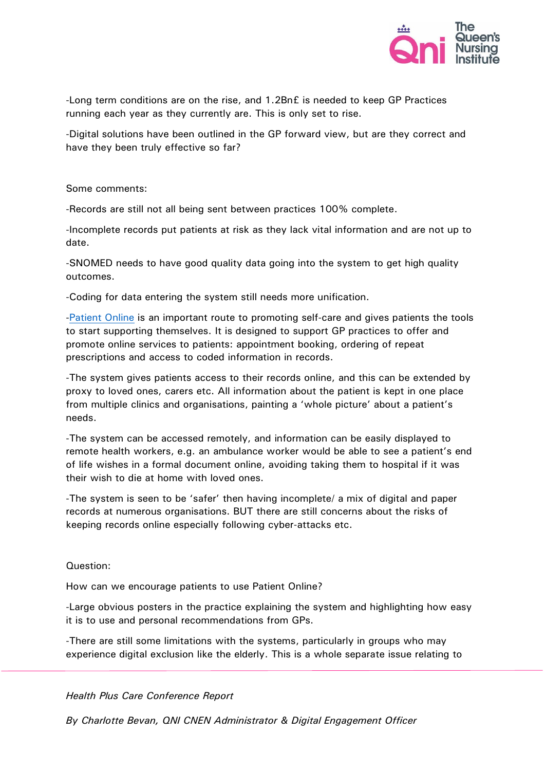-Long term conditions are on the rise, and 1.2Bn£ is needed to keep GP Practices running each year as they currently are. This is only set to rise.

-Digital solutions have been outlined in the GP forward view, but are they correct and have they been truly effective so far?

Some comments:

-Records are still not all being sent between practices 100% complete.

-Incomplete records put patients at risk as they lack vital information and are not up to date.

-SNOMED needs to have good quality data going into the system to get high quality outcomes.

-Coding for data entering the system still needs more unification.

-Patient Online is an important route to promoting self-care and gives patients the tools to start supporting themselves. It is designed to support GP practices to offer and promote online services to patients: appointment booking, ordering of repeat prescriptions and access to coded information in records.

-The system gives patients access to their records online, and this can be extended by proxy to loved ones, carers etc. All information about the patient is kept in one place from multiple clinics and organisations, painting a 'whole picture' about a patient's needs.

-The system can be accessed remotely, and information can be easily displayed to remote health workers, e.g. an ambulance worker would be able to see a patient's end of life wishes in a formal document online, avoiding taking them to hospital if it was their wish to die at home with loved ones.

-The system is seen to be 'safer' then having incomplete/ a mix of digital and paper records at numerous organisations. BUT there are still concerns about the risks of keeping records online especially following cyber-attacks etc.

Question:

How can we encourage patients to use Patient Online?

-Large obvious posters in the practice explaining the system and highlighting how easy it is to use and personal recommendations from GPs.

-There are still some limitations with the systems, particularly in groups who may experience digital exclusion like the elderly. This is a whole separate issue relating to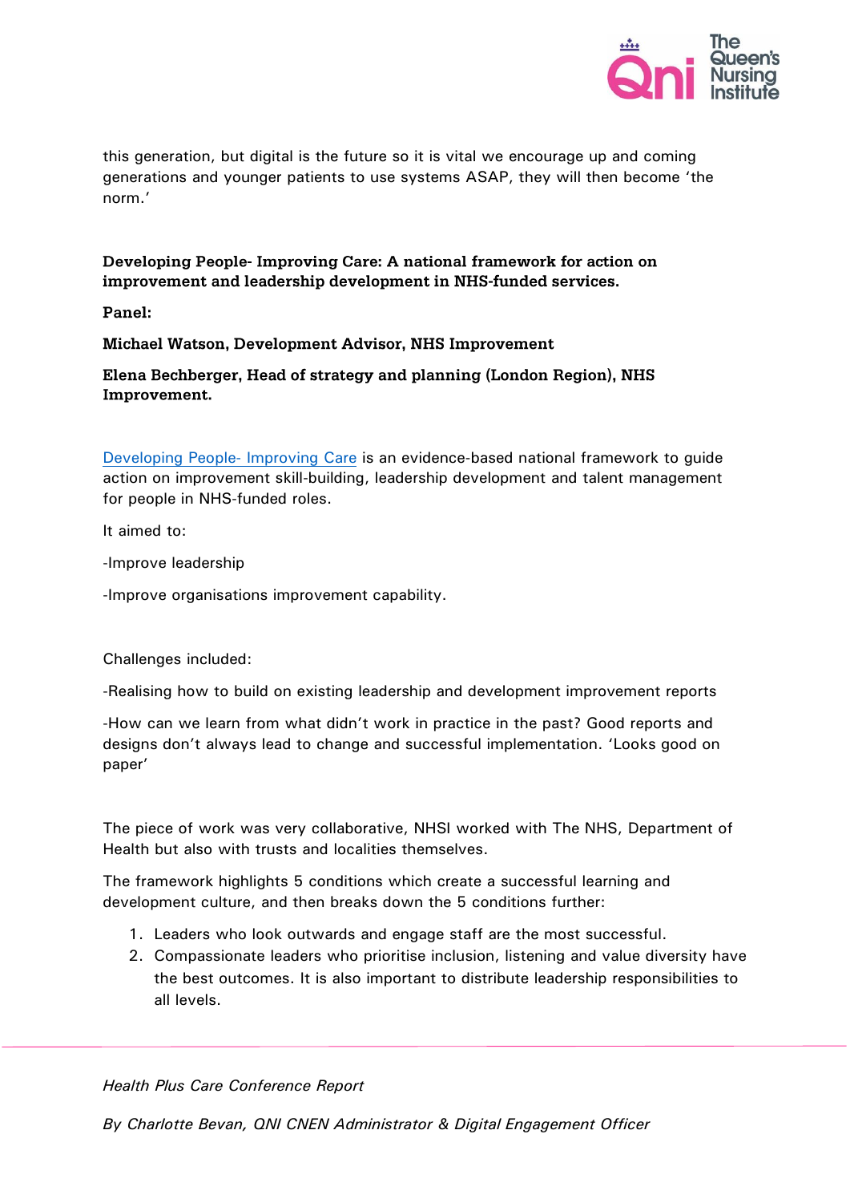this generation, but digital is the future so it is vital we encourage up and coming generations and younger patients to use systems ASAP, they will then become 'the norm.'

**Developing People- Improving Care: A national framework for action on improvement and leadership development in NHS-funded services.**

**Panel:**

**Michael Watson, Development Advisor, NHS Improvement**

**Elena Bechberger, Head of strategy and planning (London Region), NHS Improvement.**

Developing People- Improving Care is an evidence-based national framework to guide action on improvement skill-building, leadership development and talent management for people in NHS-funded roles.

It aimed to:

-Improve leadership

-Improve organisations improvement capability.

Challenges included:

-Realising how to build on existing leadership and development improvement reports

-How can we learn from what didn't work in practice in the past? Good reports and designs don't always lead to change and successful implementation. 'Looks good on paper'

The piece of work was very collaborative, NHSI worked with The NHS, Department of Health but also with trusts and localities themselves.

The framework highlights 5 conditions which create a successful learning and development culture, and then breaks down the 5 conditions further:

1. Leaders who look outwards and engage staff are the most successful.
2. Compassionate leaders who prioritise inclusion, listening and value diversity have the best outcomes. It is also important to distribute leadership responsibilities to all levels.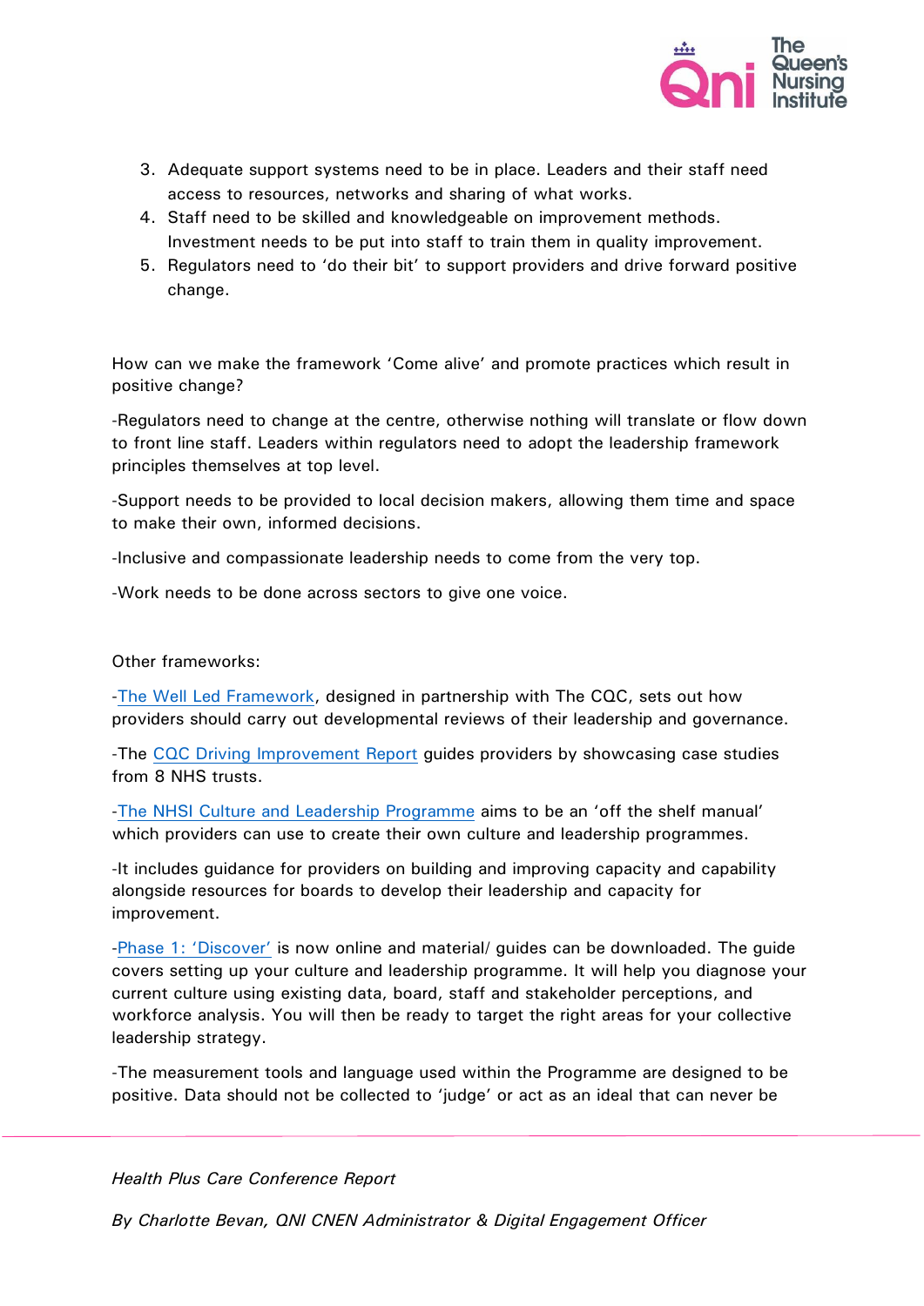3. Adequate support systems need to be in place. Leaders and their staff need access to resources, networks and sharing of what works.
4. Staff need to be skilled and knowledgeable on improvement methods. Investment needs to be put into staff to train them in quality improvement.
5. Regulators need to 'do their bit' to support providers and drive forward positive change.

How can we make the framework 'Come alive' and promote practices which result in positive change?

-Regulators need to change at the centre, otherwise nothing will translate or flow down to front line staff. Leaders within regulators need to adopt the leadership framework principles themselves at top level.

-Support needs to be provided to local decision makers, allowing them time and space to make their own, informed decisions.

-Inclusive and compassionate leadership needs to come from the very top.

-Work needs to be done across sectors to give one voice.

Other frameworks:

-The Well Led Framework, designed in partnership with The CQC, sets out how providers should carry out developmental reviews of their leadership and governance.

-The CQC Driving Improvement Report guides providers by showcasing case studies from 8 NHS trusts.

-The NHSI Culture and Leadership Programme aims to be an 'off the shelf manual' which providers can use to create their own culture and leadership programmes.

-It includes guidance for providers on building and improving capacity and capability alongside resources for boards to develop their leadership and capacity for improvement.

-Phase 1: 'Discover' is now online and material/ guides can be downloaded. The guide covers setting up your culture and leadership programme. It will help you diagnose your current culture using existing data, board, staff and stakeholder perceptions, and workforce analysis. You will then be ready to target the right areas for your collective leadership strategy.

-The measurement tools and language used within the Programme are designed to be positive. Data should not be collected to 'judge' or act as an ideal that can never be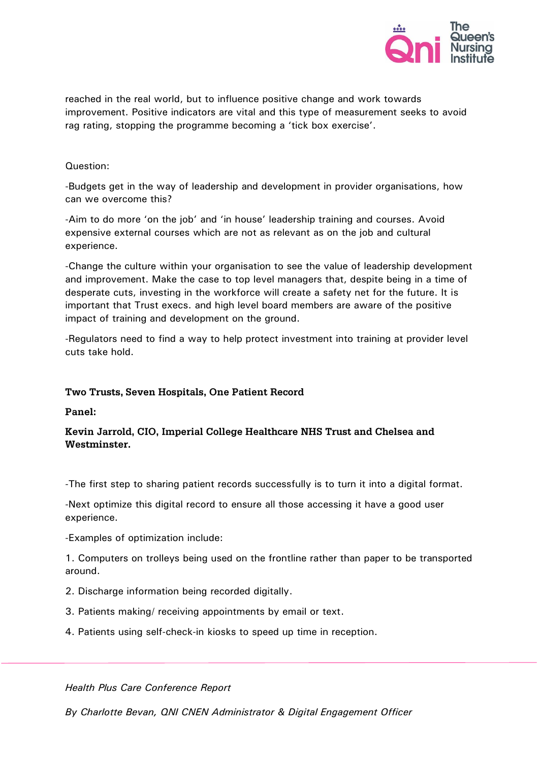reached in the real world, but to influence positive change and work towards improvement. Positive indicators are vital and this type of measurement seeks to avoid rag rating, stopping the programme becoming a 'tick box exercise'.

Question:

-Budgets get in the way of leadership and development in provider organisations, how can we overcome this?

-Aim to do more 'on the job' and 'in house' leadership training and courses. Avoid expensive external courses which are not as relevant as on the job and cultural experience.

-Change the culture within your organisation to see the value of leadership development and improvement. Make the case to top level managers that, despite being in a time of desperate cuts, investing in the workforce will create a safety net for the future. It is important that Trust execs. and high level board members are aware of the positive impact of training and development on the ground.

-Regulators need to find a way to help protect investment into training at provider level cuts take hold.

**Two Trusts, Seven Hospitals, One Patient Record**

**Panel:**

**Kevin Jarrold, CIO, Imperial College Healthcare NHS Trust and Chelsea and Westminster.**

-The first step to sharing patient records successfully is to turn it into a digital format.

-Next optimize this digital record to ensure all those accessing it have a good user experience.

-Examples of optimization include:

1. Computers on trolleys being used on the frontline rather than paper to be transported around.
2. Discharge information being recorded digitally.
3. Patients making/ receiving appointments by email or text.
4. Patients using self-check-in kiosks to speed up time in reception.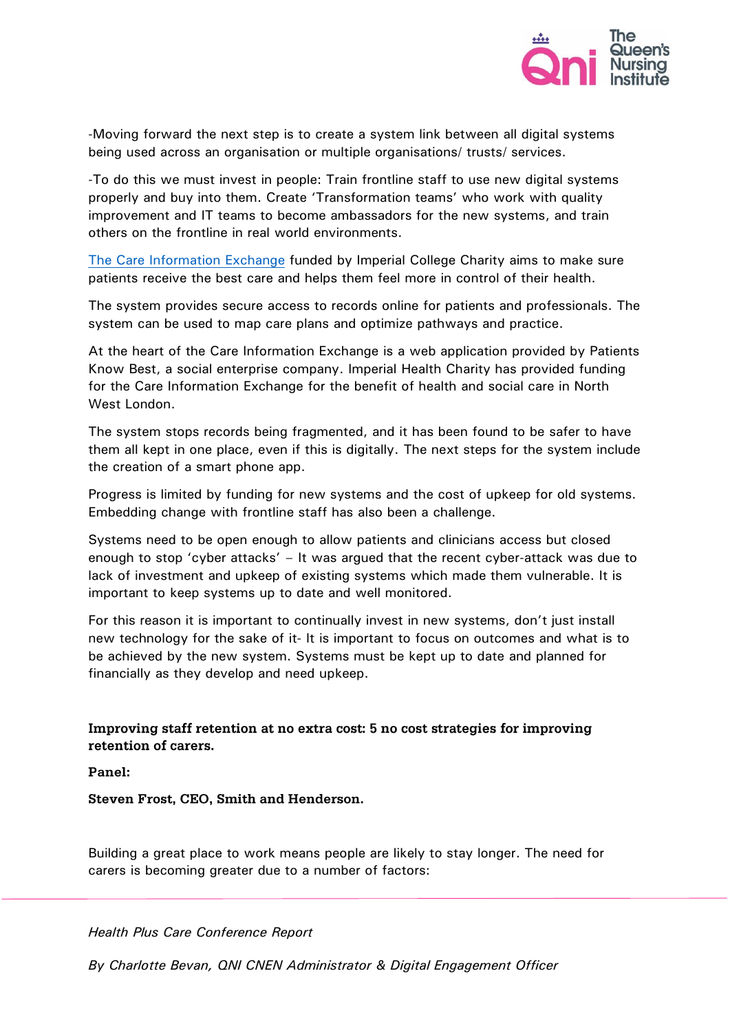-Moving forward the next step is to create a system link between all digital systems being used across an organisation or multiple organisations/ trusts/ services.

-To do this we must invest in people: Train frontline staff to use new digital systems properly and buy into them. Create 'Transformation teams' who work with quality improvement and IT teams to become ambassadors for the new systems, and train others on the frontline in real world environments.

The Care Information Exchange funded by Imperial College Charity aims to make sure patients receive the best care and helps them feel more in control of their health.

The system provides secure access to records online for patients and professionals. The system can be used to map care plans and optimize pathways and practice.

At the heart of the Care Information Exchange is a web application provided by Patients Know Best, a social enterprise company. Imperial Health Charity has provided funding for the Care Information Exchange for the benefit of health and social care in North West London.

The system stops records being fragmented, and it has been found to be safer to have them all kept in one place, even if this is digitally. The next steps for the system include the creation of a smart phone app.

Progress is limited by funding for new systems and the cost of upkeep for old systems. Embedding change with frontline staff has also been a challenge.

Systems need to be open enough to allow patients and clinicians access but closed enough to stop 'cyber attacks' – It was argued that the recent cyber-attack was due to lack of investment and upkeep of existing systems which made them vulnerable. It is important to keep systems up to date and well monitored.

For this reason it is important to continually invest in new systems, don't just install new technology for the sake of it- It is important to focus on outcomes and what is to be achieved by the new system. Systems must be kept up to date and planned for financially as they develop and need upkeep.

**Improving staff retention at no extra cost: 5 no cost strategies for improving retention of carers.**

**Panel:**

**Steven Frost, CEO, Smith and Henderson.**

Building a great place to work means people are likely to stay longer. The need for carers is becoming greater due to a number of factors: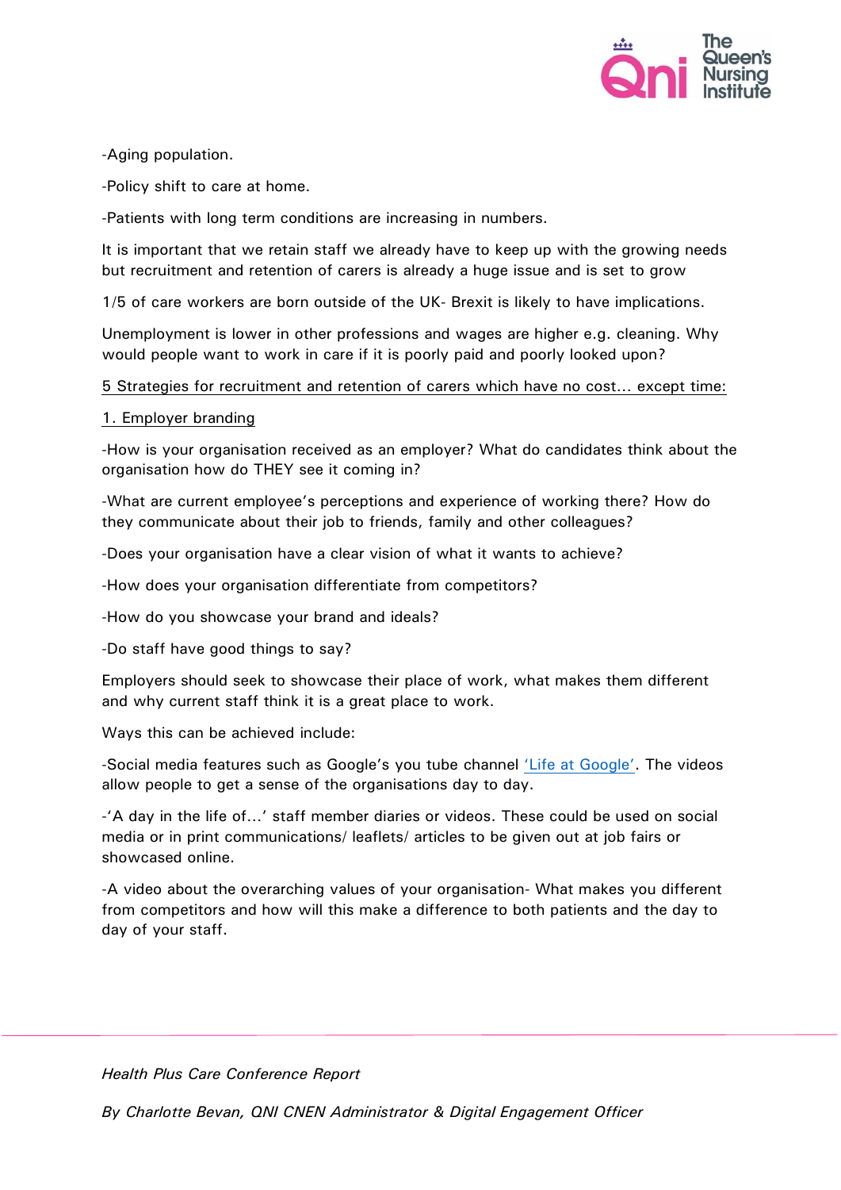-Aging population.

-Policy shift to care at home.

-Patients with long term conditions are increasing in numbers.

It is important that we retain staff we already have to keep up with the growing needs but recruitment and retention of carers is already a huge issue and is set to grow

1/5 of care workers are born outside of the UK- Brexit is likely to have implications.

Unemployment is lower in other professions and wages are higher e.g. cleaning. Why would people want to work in care if it is poorly paid and poorly looked upon?

<u>5 Strategies for recruitment and retention of carers which have no cost… except time:</u>

<u>1. Employer branding</u>

-How is your organisation received as an employer? What do candidates think about the organisation how do THEY see it coming in?

-What are current employee's perceptions and experience of working there? How do they communicate about their job to friends, family and other colleagues?

-Does your organisation have a clear vision of what it wants to achieve?

-How does your organisation differentiate from competitors?

-How do you showcase your brand and ideals?

-Do staff have good things to say?

Employers should seek to showcase their place of work, what makes them different and why current staff think it is a great place to work.

Ways this can be achieved include:

-Social media features such as Google's you tube channel 'Life at Google'. The videos allow people to get a sense of the organisations day to day.

-'A day in the life of…' staff member diaries or videos. These could be used on social media or in print communications/ leaflets/ articles to be given out at job fairs or showcased online.

-A video about the overarching values of your organisation- What makes you different from competitors and how will this make a difference to both patients and the day to day of your staff.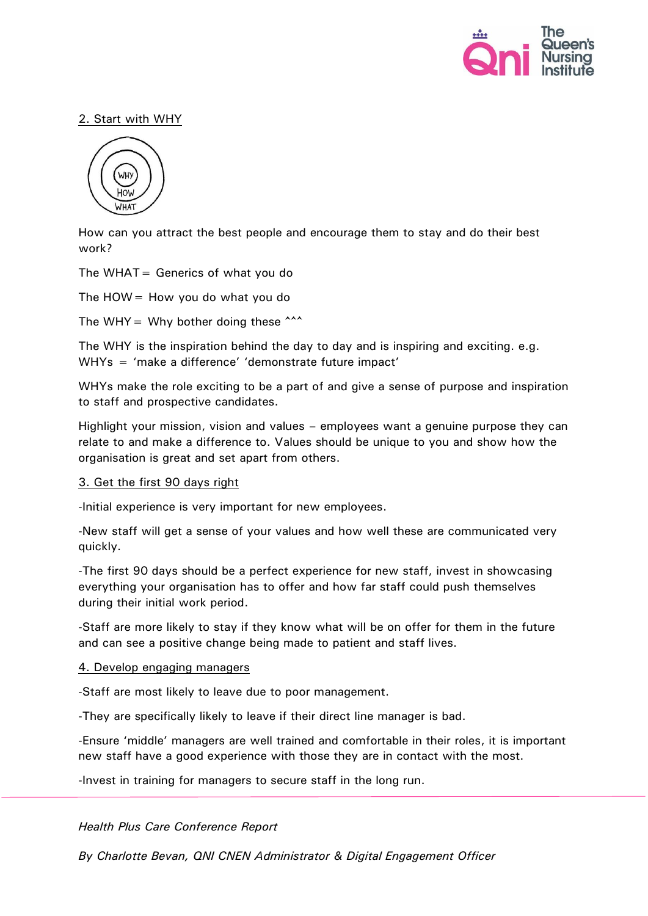2. Start with WHY

How can you attract the best people and encourage them to stay and do their best work?

The WHAT = Generics of what you do

The HOW = How you do what you do

The WHY = Why bother doing these ^^^

The WHY is the inspiration behind the day to day and is inspiring and exciting. e.g. WHYs = 'make a difference' 'demonstrate future impact'

WHYs make the role exciting to be a part of and give a sense of purpose and inspiration to staff and prospective candidates.

Highlight your mission, vision and values – employees want a genuine purpose they can relate to and make a difference to. Values should be unique to you and show how the organisation is great and set apart from others.

3. Get the first 90 days right

-Initial experience is very important for new employees.

-New staff will get a sense of your values and how well these are communicated very quickly.

-The first 90 days should be a perfect experience for new staff, invest in showcasing everything your organisation has to offer and how far staff could push themselves during their initial work period.

-Staff are more likely to stay if they know what will be on offer for them in the future and can see a positive change being made to patient and staff lives.

4. Develop engaging managers

-Staff are most likely to leave due to poor management.

-They are specifically likely to leave if their direct line manager is bad.

-Ensure 'middle' managers are well trained and comfortable in their roles, it is important new staff have a good experience with those they are in contact with the most.

-Invest in training for managers to secure staff in the long run.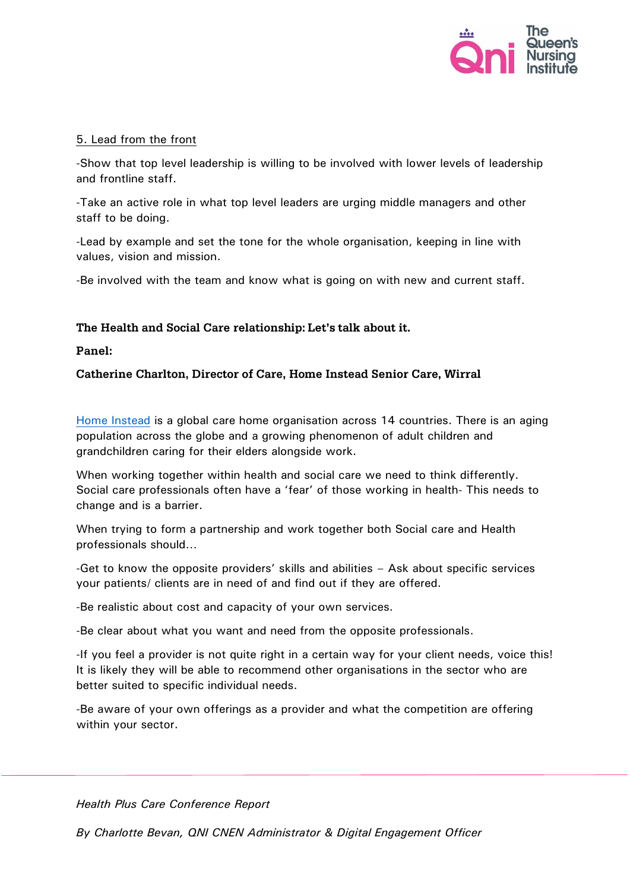5. Lead from the front

-Show that top level leadership is willing to be involved with lower levels of leadership and frontline staff.

-Take an active role in what top level leaders are urging middle managers and other staff to be doing.

-Lead by example and set the tone for the whole organisation, keeping in line with values, vision and mission.

-Be involved with the team and know what is going on with new and current staff.

**The Health and Social Care relationship: Let's talk about it.**

**Panel:**

**Catherine Charlton, Director of Care, Home Instead Senior Care, Wirral**

Home Instead is a global care home organisation across 14 countries. There is an aging population across the globe and a growing phenomenon of adult children and grandchildren caring for their elders alongside work.

When working together within health and social care we need to think differently. Social care professionals often have a 'fear' of those working in health- This needs to change and is a barrier.

When trying to form a partnership and work together both Social care and Health professionals should…

-Get to know the opposite providers' skills and abilities – Ask about specific services your patients/ clients are in need of and find out if they are offered.

-Be realistic about cost and capacity of your own services.

-Be clear about what you want and need from the opposite professionals.

-If you feel a provider is not quite right in a certain way for your client needs, voice this! It is likely they will be able to recommend other organisations in the sector who are better suited to specific individual needs.

-Be aware of your own offerings as a provider and what the competition are offering within your sector.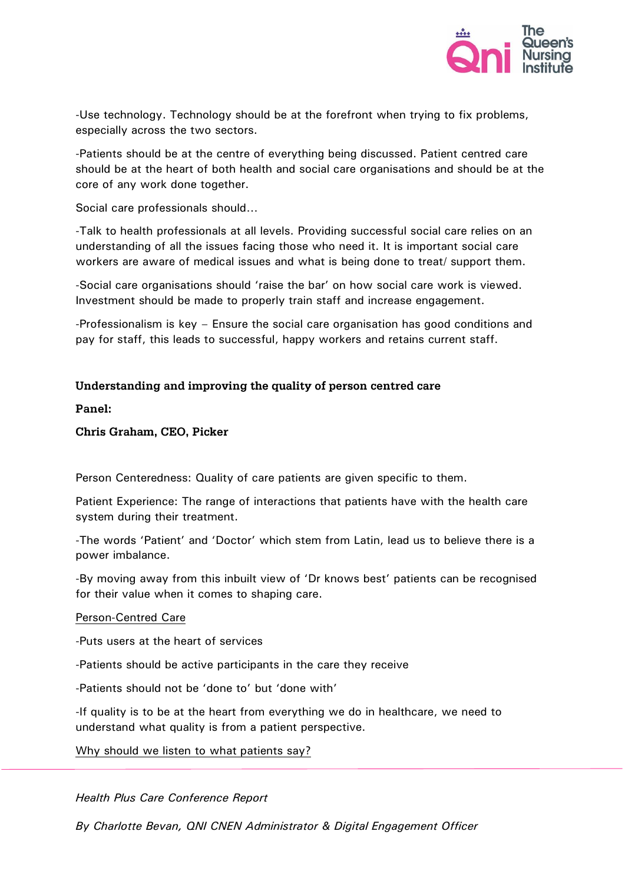-Use technology. Technology should be at the forefront when trying to fix problems, especially across the two sectors.

-Patients should be at the centre of everything being discussed. Patient centred care should be at the heart of both health and social care organisations and should be at the core of any work done together.

Social care professionals should…

-Talk to health professionals at all levels. Providing successful social care relies on an understanding of all the issues facing those who need it. It is important social care workers are aware of medical issues and what is being done to treat/ support them.

-Social care organisations should 'raise the bar' on how social care work is viewed. Investment should be made to properly train staff and increase engagement.

-Professionalism is key – Ensure the social care organisation has good conditions and pay for staff, this leads to successful, happy workers and retains current staff.

**Understanding and improving the quality of person centred care**

**Panel:**

**Chris Graham, CEO, Picker**

Person Centeredness: Quality of care patients are given specific to them.

Patient Experience: The range of interactions that patients have with the health care system during their treatment.

-The words 'Patient' and 'Doctor' which stem from Latin, lead us to believe there is a power imbalance.

-By moving away from this inbuilt view of 'Dr knows best' patients can be recognised for their value when it comes to shaping care.

Person-Centred Care

-Puts users at the heart of services

-Patients should be active participants in the care they receive

-Patients should not be 'done to' but 'done with'

-If quality is to be at the heart from everything we do in healthcare, we need to understand what quality is from a patient perspective.

Why should we listen to what patients say?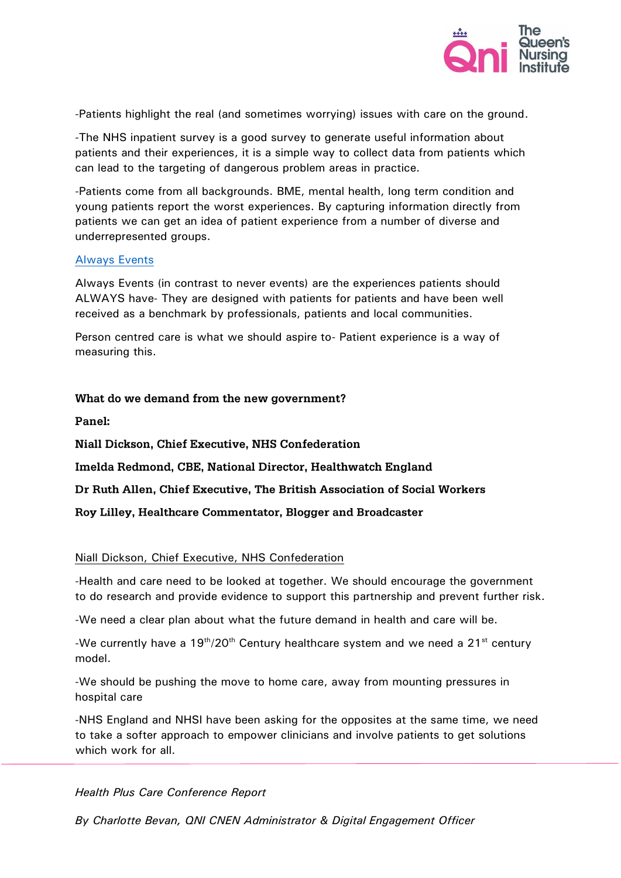-Patients highlight the real (and sometimes worrying) issues with care on the ground.

-The NHS inpatient survey is a good survey to generate useful information about patients and their experiences, it is a simple way to collect data from patients which can lead to the targeting of dangerous problem areas in practice.

-Patients come from all backgrounds. BME, mental health, long term condition and young patients report the worst experiences. By capturing information directly from patients we can get an idea of patient experience from a number of diverse and underrepresented groups.

Always Events

Always Events (in contrast to never events) are the experiences patients should ALWAYS have- They are designed with patients for patients and have been well received as a benchmark by professionals, patients and local communities.

Person centred care is what we should aspire to- Patient experience is a way of measuring this.

**What do we demand from the new government?**

**Panel:**

**Niall Dickson, Chief Executive, NHS Confederation**

**Imelda Redmond, CBE, National Director, Healthwatch England**

**Dr Ruth Allen, Chief Executive, The British Association of Social Workers**

**Roy Lilley, Healthcare Commentator, Blogger and Broadcaster**

Niall Dickson, Chief Executive, NHS Confederation

-Health and care need to be looked at together. We should encourage the government to do research and provide evidence to support this partnership and prevent further risk.

-We need a clear plan about what the future demand in health and care will be.

-We currently have a 19th/20th Century healthcare system and we need a 21st century model.

-We should be pushing the move to home care, away from mounting pressures in hospital care

-NHS England and NHSI have been asking for the opposites at the same time, we need to take a softer approach to empower clinicians and involve patients to get solutions which work for all.

*Health Plus Care Conference Report*

*By Charlotte Bevan, QNI CNEN Administrator & Digital Engagement Officer*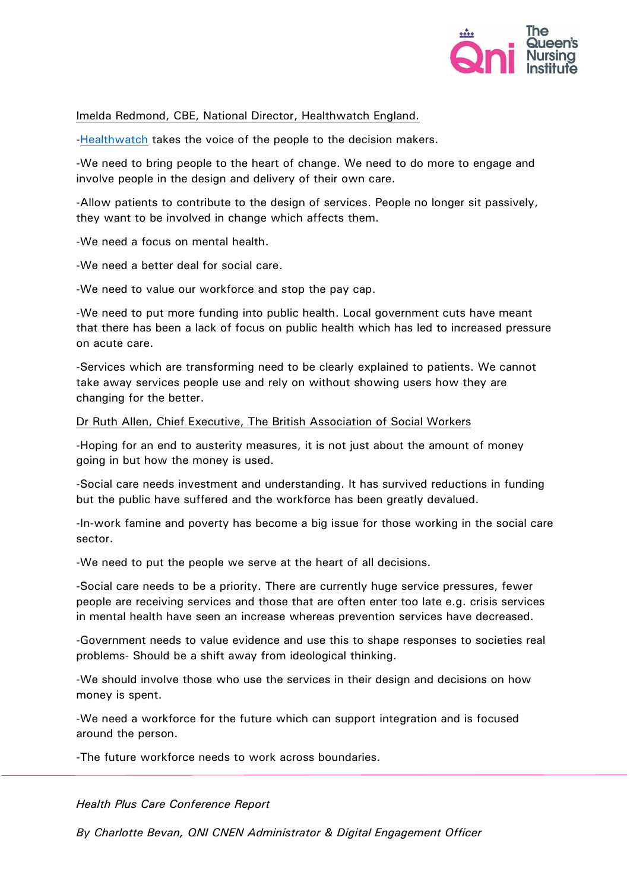Imelda Redmond, CBE, National Director, Healthwatch England.

-Healthwatch takes the voice of the people to the decision makers.

-We need to bring people to the heart of change. We need to do more to engage and involve people in the design and delivery of their own care.

-Allow patients to contribute to the design of services. People no longer sit passively, they want to be involved in change which affects them.

-We need a focus on mental health.

-We need a better deal for social care.

-We need to value our workforce and stop the pay cap.

-We need to put more funding into public health. Local government cuts have meant that there has been a lack of focus on public health which has led to increased pressure on acute care.

-Services which are transforming need to be clearly explained to patients. We cannot take away services people use and rely on without showing users how they are changing for the better.

Dr Ruth Allen, Chief Executive, The British Association of Social Workers

-Hoping for an end to austerity measures, it is not just about the amount of money going in but how the money is used.

-Social care needs investment and understanding. It has survived reductions in funding but the public have suffered and the workforce has been greatly devalued.

-In-work famine and poverty has become a big issue for those working in the social care sector.

-We need to put the people we serve at the heart of all decisions.

-Social care needs to be a priority. There are currently huge service pressures, fewer people are receiving services and those that are often enter too late e.g. crisis services in mental health have seen an increase whereas prevention services have decreased.

-Government needs to value evidence and use this to shape responses to societies real problems- Should be a shift away from ideological thinking.

-We should involve those who use the services in their design and decisions on how money is spent.

-We need a workforce for the future which can support integration and is focused around the person.

-The future workforce needs to work across boundaries.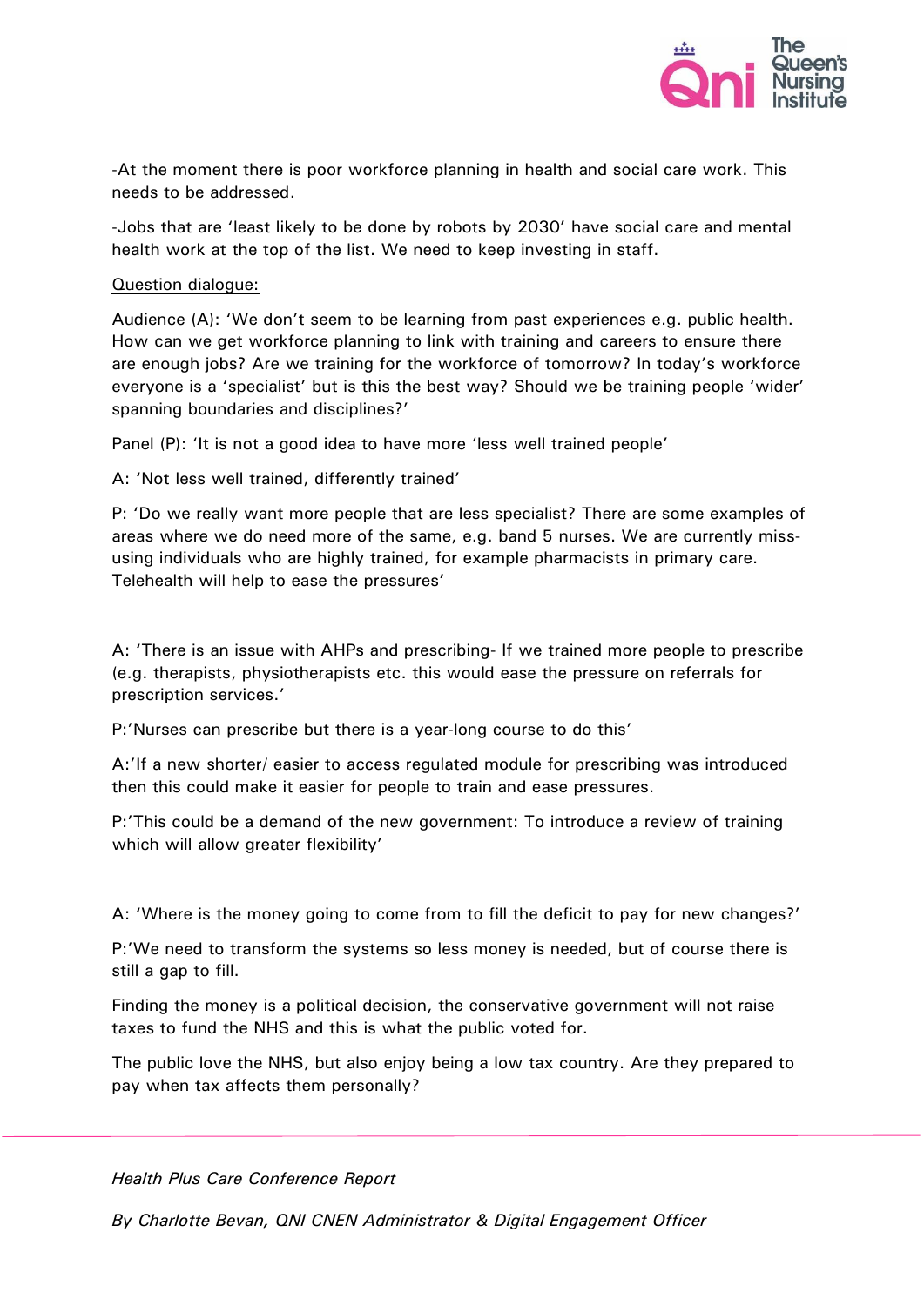-At the moment there is poor workforce planning in health and social care work. This needs to be addressed.

-Jobs that are 'least likely to be done by robots by 2030' have social care and mental health work at the top of the list. We need to keep investing in staff.

<u>Question dialogue:</u>

Audience (A): 'We don't seem to be learning from past experiences e.g. public health. How can we get workforce planning to link with training and careers to ensure there are enough jobs? Are we training for the workforce of tomorrow? In today's workforce everyone is a 'specialist' but is this the best way? Should we be training people 'wider' spanning boundaries and disciplines?'

Panel (P): 'It is not a good idea to have more 'less well trained people'

A: 'Not less well trained, differently trained'

P: 'Do we really want more people that are less specialist? There are some examples of areas where we do need more of the same, e.g. band 5 nurses. We are currently miss-using individuals who are highly trained, for example pharmacists in primary care. Telehealth will help to ease the pressures'

A: 'There is an issue with AHPs and prescribing- If we trained more people to prescribe (e.g. therapists, physiotherapists etc. this would ease the pressure on referrals for prescription services.'

P:'Nurses can prescribe but there is a year-long course to do this'

A:'If a new shorter/ easier to access regulated module for prescribing was introduced then this could make it easier for people to train and ease pressures.

P:'This could be a demand of the new government: To introduce a review of training which will allow greater flexibility'

A: 'Where is the money going to come from to fill the deficit to pay for new changes?'

P:'We need to transform the systems so less money is needed, but of course there is still a gap to fill.

Finding the money is a political decision, the conservative government will not raise taxes to fund the NHS and this is what the public voted for.

The public love the NHS, but also enjoy being a low tax country. Are they prepared to pay when tax affects them personally?

*Health Plus Care Conference Report*

*By Charlotte Bevan, QNI CNEN Administrator & Digital Engagement Officer*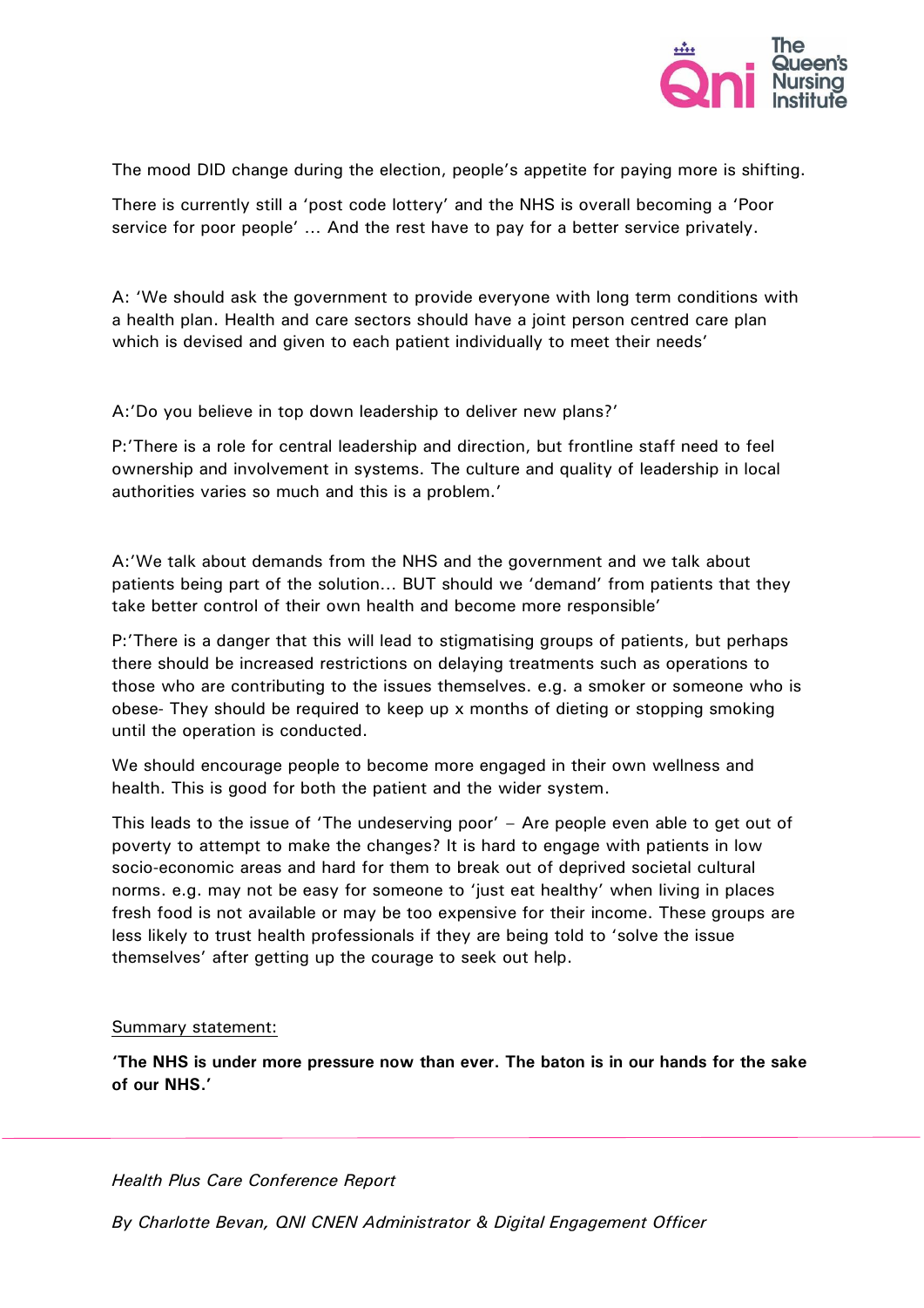The mood DID change during the election, people's appetite for paying more is shifting.

There is currently still a 'post code lottery' and the NHS is overall becoming a 'Poor service for poor people' … And the rest have to pay for a better service privately.

A: 'We should ask the government to provide everyone with long term conditions with a health plan. Health and care sectors should have a joint person centred care plan which is devised and given to each patient individually to meet their needs'

A:'Do you believe in top down leadership to deliver new plans?'

P:'There is a role for central leadership and direction, but frontline staff need to feel ownership and involvement in systems. The culture and quality of leadership in local authorities varies so much and this is a problem.'

A:'We talk about demands from the NHS and the government and we talk about patients being part of the solution… BUT should we 'demand' from patients that they take better control of their own health and become more responsible'

P:'There is a danger that this will lead to stigmatising groups of patients, but perhaps there should be increased restrictions on delaying treatments such as operations to those who are contributing to the issues themselves. e.g. a smoker or someone who is obese- They should be required to keep up x months of dieting or stopping smoking until the operation is conducted.

We should encourage people to become more engaged in their own wellness and health. This is good for both the patient and the wider system.

This leads to the issue of 'The undeserving poor' – Are people even able to get out of poverty to attempt to make the changes? It is hard to engage with patients in low socio-economic areas and hard for them to break out of deprived societal cultural norms. e.g. may not be easy for someone to 'just eat healthy' when living in places fresh food is not available or may be too expensive for their income. These groups are less likely to trust health professionals if they are being told to 'solve the issue themselves' after getting up the courage to seek out help.

<u>Summary statement:</u>

**'The NHS is under more pressure now than ever. The baton is in our hands for the sake of our NHS.'**

---

*Health Plus Care Conference Report*

*By Charlotte Bevan, QNI CNEN Administrator & Digital Engagement Officer*